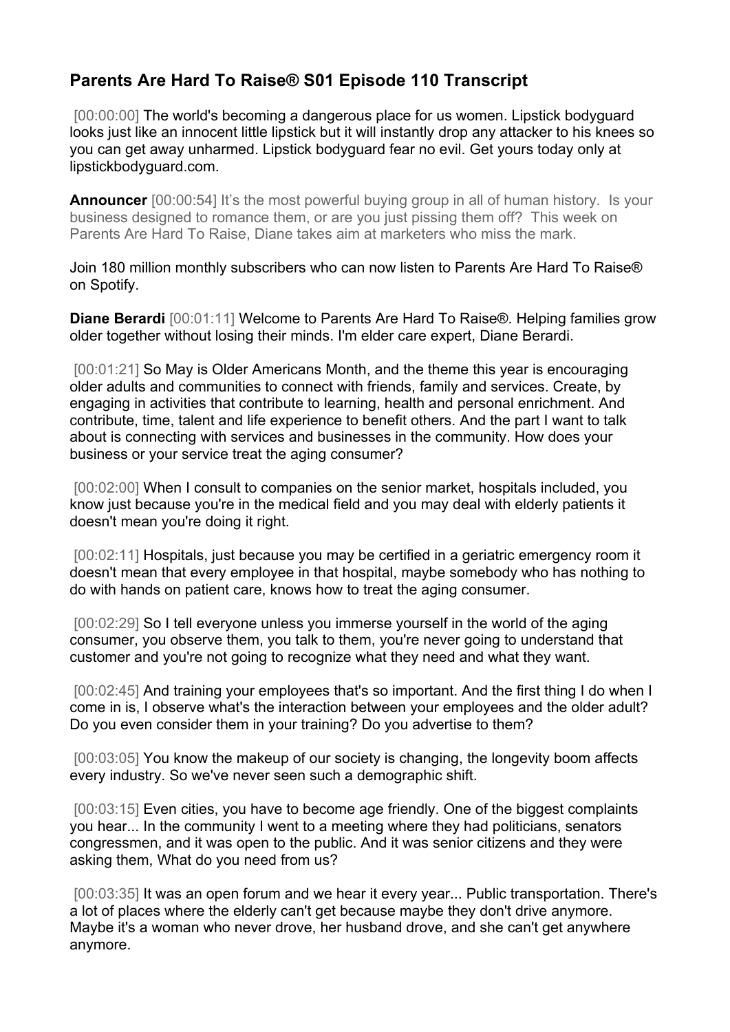## Parents Are Hard To Raise® S01 Episode 110 Transcript

[00:00:00] The world's becoming a dangerous place for us women. Lipstick bodyguard looks just like an innocent little lipstick but it will instantly drop any attacker to his knees so you can get away unharmed. Lipstick bodyguard fear no evil. Get yours today only at lipstickbodyguard.com.

**Announcer** [00:00:54] It's the most powerful buying group in all of human history. Is your business designed to romance them, or are you just pissing them off? This week on Parents Are Hard To Raise, Diane takes aim at marketers who miss the mark.

Join 180 million monthly subscribers who can now listen to Parents Are Hard To Raise® on Spotify.

**Diane Berardi** [00:01:11] Welcome to Parents Are Hard To Raise®. Helping families grow older together without losing their minds. I'm elder care expert, Diane Berardi.

[00:01:21] So May is Older Americans Month, and the theme this year is encouraging older adults and communities to connect with friends, family and services. Create, by engaging in activities that contribute to learning, health and personal enrichment. And contribute, time, talent and life experience to benefit others. And the part I want to talk about is connecting with services and businesses in the community. How does your business or your service treat the aging consumer?

[00:02:00] When I consult to companies on the senior market, hospitals included, you know just because you're in the medical field and you may deal with elderly patients it doesn't mean you're doing it right.

[00:02:11] Hospitals, just because you may be certified in a geriatric emergency room it doesn't mean that every employee in that hospital, maybe somebody who has nothing to do with hands on patient care, knows how to treat the aging consumer.

[00:02:29] So I tell everyone unless you immerse yourself in the world of the aging consumer, you observe them, you talk to them, you're never going to understand that customer and you're not going to recognize what they need and what they want.

[00:02:45] And training your employees that's so important. And the first thing I do when I come in is, I observe what's the interaction between your employees and the older adult? Do you even consider them in your training? Do you advertise to them?

[00:03:05] You know the makeup of our society is changing, the longevity boom affects every industry. So we've never seen such a demographic shift.

[00:03:15] Even cities, you have to become age friendly. One of the biggest complaints you hear... In the community I went to a meeting where they had politicians, senators congressmen, and it was open to the public. And it was senior citizens and they were asking them, What do you need from us?

[00:03:35] It was an open forum and we hear it every year... Public transportation. There's a lot of places where the elderly can't get because maybe they don't drive anymore. Maybe it's a woman who never drove, her husband drove, and she can't get anywhere anymore.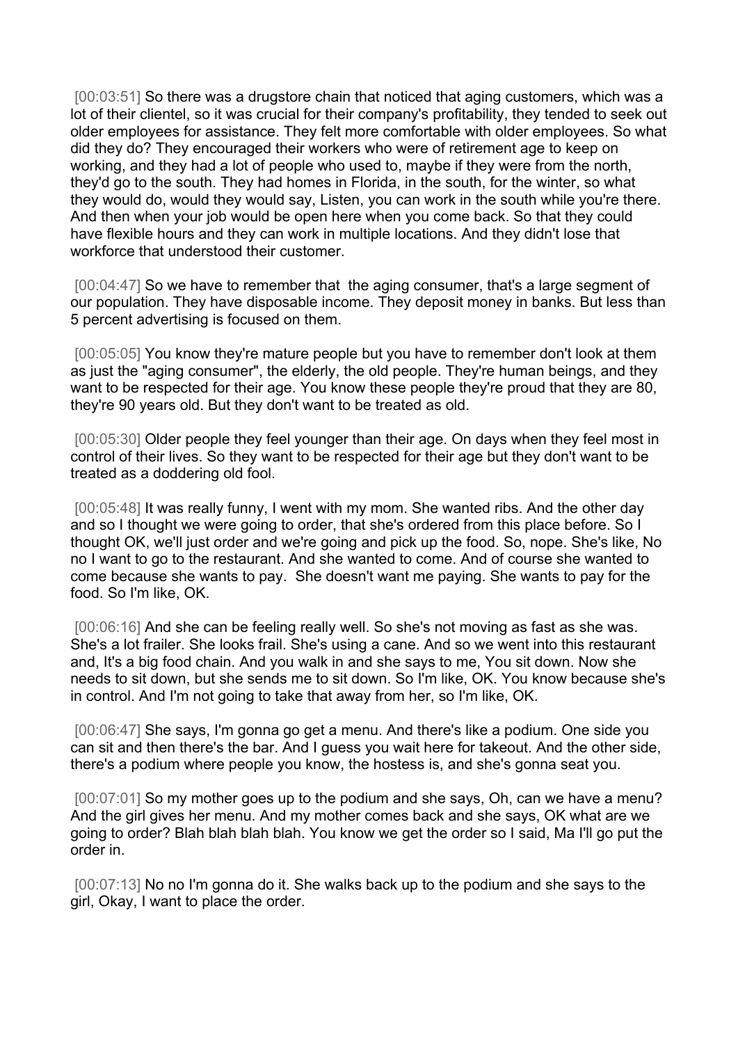[00:03:51] So there was a drugstore chain that noticed that aging customers, which was a lot of their clientel, so it was crucial for their company's profitability, they tended to seek out older employees for assistance. They felt more comfortable with older employees. So what did they do? They encouraged their workers who were of retirement age to keep on working, and they had a lot of people who used to, maybe if they were from the north, they'd go to the south. They had homes in Florida, in the south, for the winter, so what they would do, would they would say, Listen, you can work in the south while you're there. And then when your job would be open here when you come back. So that they could have flexible hours and they can work in multiple locations. And they didn't lose that workforce that understood their customer.

[00:04:47] So we have to remember that the aging consumer, that's a large segment of our population. They have disposable income. They deposit money in banks. But less than 5 percent advertising is focused on them.

[00:05:05] You know they're mature people but you have to remember don't look at them as just the "aging consumer", the elderly, the old people. They're human beings, and they want to be respected for their age. You know these people they're proud that they are 80, they're 90 years old. But they don't want to be treated as old.

[00:05:30] Older people they feel younger than their age. On days when they feel most in control of their lives. So they want to be respected for their age but they don't want to be treated as a doddering old fool.

[00:05:48] It was really funny, I went with my mom. She wanted ribs. And the other day and so I thought we were going to order, that she's ordered from this place before. So I thought OK, we'll just order and we're going and pick up the food. So, nope. She's like, No no I want to go to the restaurant. And she wanted to come. And of course she wanted to come because she wants to pay. She doesn't want me paying. She wants to pay for the food. So I'm like, OK.

[00:06:16] And she can be feeling really well. So she's not moving as fast as she was. She's a lot frailer. She looks frail. She's using a cane. And so we went into this restaurant and, It's a big food chain. And you walk in and she says to me, You sit down. Now she needs to sit down, but she sends me to sit down. So I'm like, OK. You know because she's in control. And I'm not going to take that away from her, so I'm like, OK.

[00:06:47] She says, I'm gonna go get a menu. And there's like a podium. One side you can sit and then there's the bar. And I guess you wait here for takeout. And the other side, there's a podium where people you know, the hostess is, and she's gonna seat you.

[00:07:01] So my mother goes up to the podium and she says, Oh, can we have a menu? And the girl gives her menu. And my mother comes back and she says, OK what are we going to order? Blah blah blah blah. You know we get the order so I said, Ma I'll go put the order in.

[00:07:13] No no I'm gonna do it. She walks back up to the podium and she says to the girl, Okay, I want to place the order.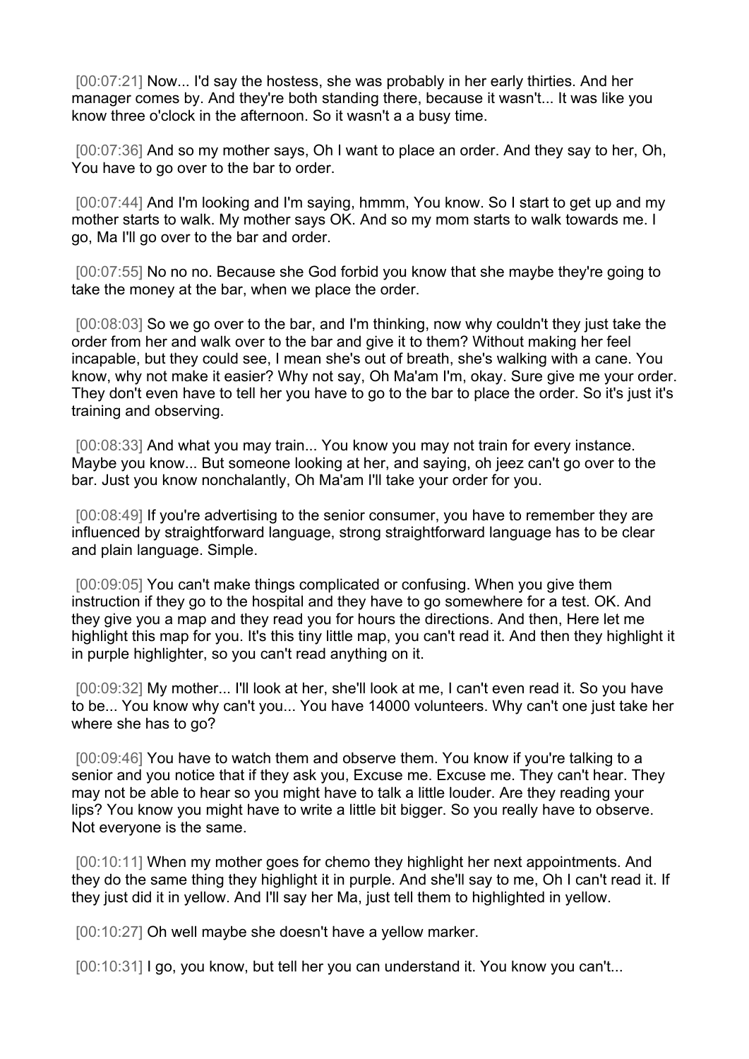[00:07:21] Now... I'd say the hostess, she was probably in her early thirties. And her manager comes by. And they're both standing there, because it wasn't... It was like you know three o'clock in the afternoon. So it wasn't a a busy time.

[00:07:36] And so my mother says, Oh I want to place an order. And they say to her, Oh, You have to go over to the bar to order.

[00:07:44] And I'm looking and I'm saying, hmmm, You know. So I start to get up and my mother starts to walk. My mother says OK. And so my mom starts to walk towards me. I go, Ma I'll go over to the bar and order.

[00:07:55] No no no. Because she God forbid you know that she maybe they're going to take the money at the bar, when we place the order.

[00:08:03] So we go over to the bar, and I'm thinking, now why couldn't they just take the order from her and walk over to the bar and give it to them? Without making her feel incapable, but they could see, I mean she's out of breath, she's walking with a cane. You know, why not make it easier? Why not say, Oh Ma'am I'm, okay. Sure give me your order. They don't even have to tell her you have to go to the bar to place the order. So it's just it's training and observing.

[00:08:33] And what you may train... You know you may not train for every instance. Maybe you know... But someone looking at her, and saying, oh jeez can't go over to the bar. Just you know nonchalantly, Oh Ma'am I'll take your order for you.

[00:08:49] If you're advertising to the senior consumer, you have to remember they are influenced by straightforward language, strong straightforward language has to be clear and plain language. Simple.

[00:09:05] You can't make things complicated or confusing. When you give them instruction if they go to the hospital and they have to go somewhere for a test. OK. And they give you a map and they read you for hours the directions. And then, Here let me highlight this map for you. It's this tiny little map, you can't read it. And then they highlight it in purple highlighter, so you can't read anything on it.

[00:09:32] My mother... I'll look at her, she'll look at me, I can't even read it. So you have to be... You know why can't you... You have 14000 volunteers. Why can't one just take her where she has to go?

[00:09:46] You have to watch them and observe them. You know if you're talking to a senior and you notice that if they ask you, Excuse me. Excuse me. They can't hear. They may not be able to hear so you might have to talk a little louder. Are they reading your lips? You know you might have to write a little bit bigger. So you really have to observe. Not everyone is the same.

[00:10:11] When my mother goes for chemo they highlight her next appointments. And they do the same thing they highlight it in purple. And she'll say to me, Oh I can't read it. If they just did it in yellow. And I'll say her Ma, just tell them to highlighted in yellow.

[00:10:27] Oh well maybe she doesn't have a yellow marker.

[00:10:31] I go, you know, but tell her you can understand it. You know you can't...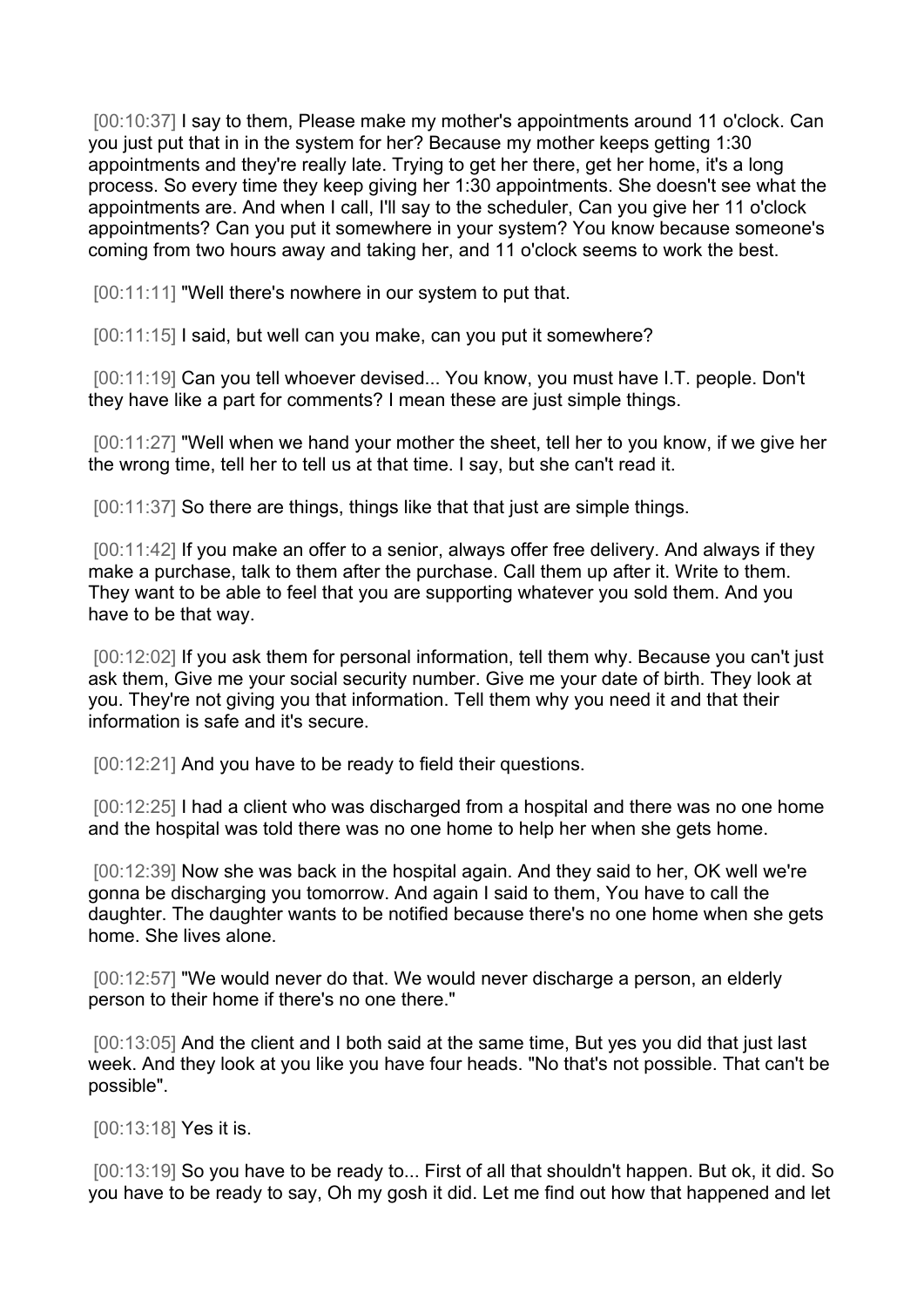[00:10:37] I say to them, Please make my mother's appointments around 11 o'clock. Can you just put that in in the system for her? Because my mother keeps getting 1:30 appointments and they're really late. Trying to get her there, get her home, it's a long process. So every time they keep giving her 1:30 appointments. She doesn't see what the appointments are. And when I call, I'll say to the scheduler, Can you give her 11 o'clock appointments? Can you put it somewhere in your system? You know because someone's coming from two hours away and taking her, and 11 o'clock seems to work the best.

[00:11:11] "Well there's nowhere in our system to put that.

[00:11:15] I said, but well can you make, can you put it somewhere?

[00:11:19] Can you tell whoever devised... You know, you must have I.T. people. Don't they have like a part for comments? I mean these are just simple things.

[00:11:27] "Well when we hand your mother the sheet, tell her to you know, if we give her the wrong time, tell her to tell us at that time. I say, but she can't read it.

[00:11:37] So there are things, things like that that just are simple things.

[00:11:42] If you make an offer to a senior, always offer free delivery. And always if they make a purchase, talk to them after the purchase. Call them up after it. Write to them. They want to be able to feel that you are supporting whatever you sold them. And you have to be that way.

[00:12:02] If you ask them for personal information, tell them why. Because you can't just ask them, Give me your social security number. Give me your date of birth. They look at you. They're not giving you that information. Tell them why you need it and that their information is safe and it's secure.

[00:12:21] And you have to be ready to field their questions.

[00:12:25] I had a client who was discharged from a hospital and there was no one home and the hospital was told there was no one home to help her when she gets home.

[00:12:39] Now she was back in the hospital again. And they said to her, OK well we're gonna be discharging you tomorrow. And again I said to them, You have to call the daughter. The daughter wants to be notified because there's no one home when she gets home. She lives alone.

[00:12:57] "We would never do that. We would never discharge a person, an elderly person to their home if there's no one there."

[00:13:05] And the client and I both said at the same time, But yes you did that just last week. And they look at you like you have four heads. "No that's not possible. That can't be possible".

[00:13:18] Yes it is.

[00:13:19] So you have to be ready to... First of all that shouldn't happen. But ok, it did. So you have to be ready to say, Oh my gosh it did. Let me find out how that happened and let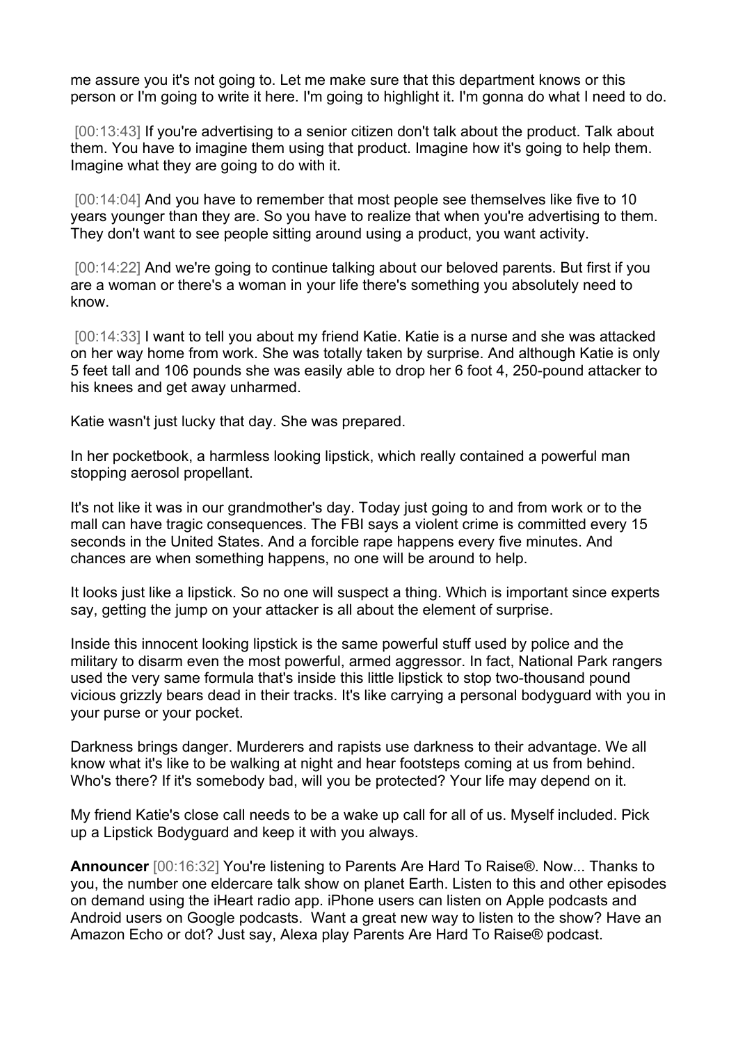me assure you it's not going to. Let me make sure that this department knows or this person or I'm going to write it here. I'm going to highlight it. I'm gonna do what I need to do.

[00:13:43] If you're advertising to a senior citizen don't talk about the product. Talk about them. You have to imagine them using that product. Imagine how it's going to help them. Imagine what they are going to do with it.

[00:14:04] And you have to remember that most people see themselves like five to 10 years younger than they are. So you have to realize that when you're advertising to them. They don't want to see people sitting around using a product, you want activity.

[00:14:22] And we're going to continue talking about our beloved parents. But first if you are a woman or there's a woman in your life there's something you absolutely need to know.

[00:14:33] I want to tell you about my friend Katie. Katie is a nurse and she was attacked on her way home from work. She was totally taken by surprise. And although Katie is only 5 feet tall and 106 pounds she was easily able to drop her 6 foot 4, 250-pound attacker to his knees and get away unharmed.

Katie wasn't just lucky that day. She was prepared.

In her pocketbook, a harmless looking lipstick, which really contained a powerful man stopping aerosol propellant.

It's not like it was in our grandmother's day. Today just going to and from work or to the mall can have tragic consequences. The FBI says a violent crime is committed every 15 seconds in the United States. And a forcible rape happens every five minutes. And chances are when something happens, no one will be around to help.

It looks just like a lipstick. So no one will suspect a thing. Which is important since experts say, getting the jump on your attacker is all about the element of surprise.

Inside this innocent looking lipstick is the same powerful stuff used by police and the military to disarm even the most powerful, armed aggressor. In fact, National Park rangers used the very same formula that's inside this little lipstick to stop two-thousand pound vicious grizzly bears dead in their tracks. It's like carrying a personal bodyguard with you in your purse or your pocket.

Darkness brings danger. Murderers and rapists use darkness to their advantage. We all know what it's like to be walking at night and hear footsteps coming at us from behind. Who's there? If it's somebody bad, will you be protected? Your life may depend on it.

My friend Katie's close call needs to be a wake up call for all of us. Myself included. Pick up a Lipstick Bodyguard and keep it with you always.

**Announcer** [00:16:32] You're listening to Parents Are Hard To Raise®. Now... Thanks to you, the number one eldercare talk show on planet Earth. Listen to this and other episodes on demand using the iHeart radio app. iPhone users can listen on Apple podcasts and Android users on Google podcasts. Want a great new way to listen to the show? Have an Amazon Echo or dot? Just say, Alexa play Parents Are Hard To Raise® podcast.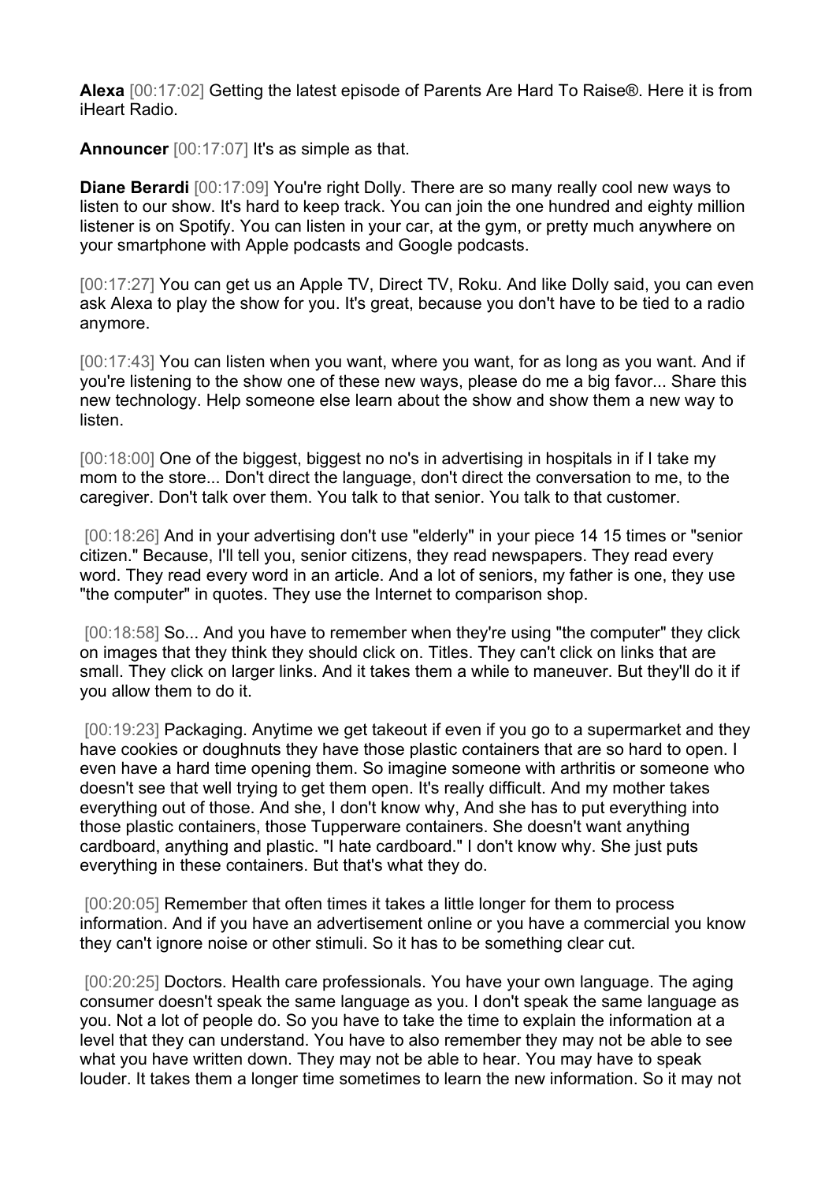**Alexa** [00:17:02] Getting the latest episode of Parents Are Hard To Raise®. Here it is from iHeart Radio.

**Announcer** [00:17:07] It's as simple as that.

**Diane Berardi** [00:17:09] You're right Dolly. There are so many really cool new ways to listen to our show. It's hard to keep track. You can join the one hundred and eighty million listener is on Spotify. You can listen in your car, at the gym, or pretty much anywhere on your smartphone with Apple podcasts and Google podcasts.

[00:17:27] You can get us an Apple TV, Direct TV, Roku. And like Dolly said, you can even ask Alexa to play the show for you. It's great, because you don't have to be tied to a radio anymore.

[00:17:43] You can listen when you want, where you want, for as long as you want. And if you're listening to the show one of these new ways, please do me a big favor... Share this new technology. Help someone else learn about the show and show them a new way to listen.

[00:18:00] One of the biggest, biggest no no's in advertising in hospitals in if I take my mom to the store... Don't direct the language, don't direct the conversation to me, to the caregiver. Don't talk over them. You talk to that senior. You talk to that customer.

[00:18:26] And in your advertising don't use "elderly" in your piece 14 15 times or "senior citizen." Because, I'll tell you, senior citizens, they read newspapers. They read every word. They read every word in an article. And a lot of seniors, my father is one, they use "the computer" in quotes. They use the Internet to comparison shop.

[00:18:58] So... And you have to remember when they're using "the computer" they click on images that they think they should click on. Titles. They can't click on links that are small. They click on larger links. And it takes them a while to maneuver. But they'll do it if you allow them to do it.

[00:19:23] Packaging. Anytime we get takeout if even if you go to a supermarket and they have cookies or doughnuts they have those plastic containers that are so hard to open. I even have a hard time opening them. So imagine someone with arthritis or someone who doesn't see that well trying to get them open. It's really difficult. And my mother takes everything out of those. And she, I don't know why, And she has to put everything into those plastic containers, those Tupperware containers. She doesn't want anything cardboard, anything and plastic. "I hate cardboard." I don't know why. She just puts everything in these containers. But that's what they do.

[00:20:05] Remember that often times it takes a little longer for them to process information. And if you have an advertisement online or you have a commercial you know they can't ignore noise or other stimuli. So it has to be something clear cut.

[00:20:25] Doctors. Health care professionals. You have your own language. The aging consumer doesn't speak the same language as you. I don't speak the same language as you. Not a lot of people do. So you have to take the time to explain the information at a level that they can understand. You have to also remember they may not be able to see what you have written down. They may not be able to hear. You may have to speak louder. It takes them a longer time sometimes to learn the new information. So it may not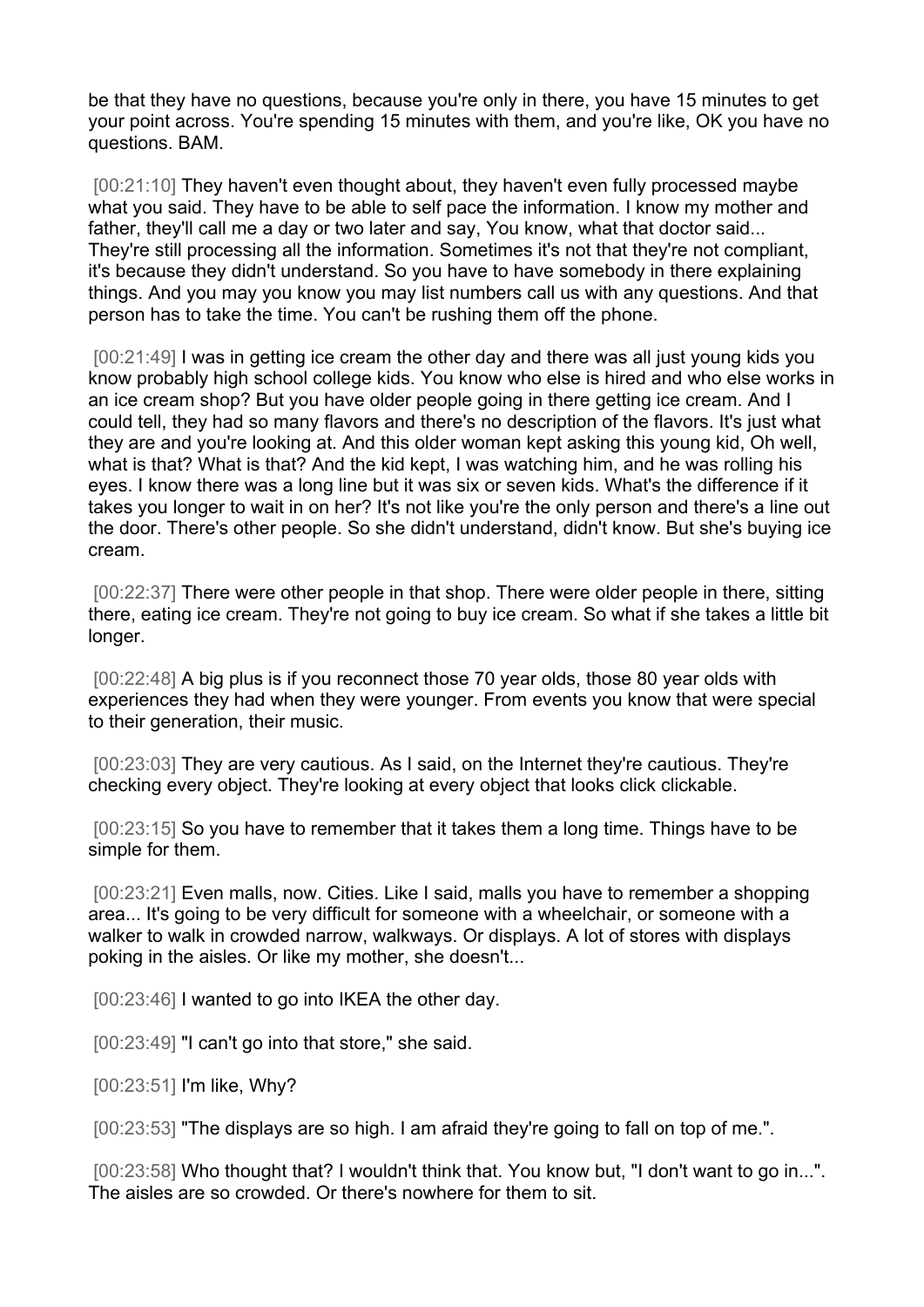be that they have no questions, because you're only in there, you have 15 minutes to get your point across. You're spending 15 minutes with them, and you're like, OK you have no questions. BAM.

[00:21:10] They haven't even thought about, they haven't even fully processed maybe what you said. They have to be able to self pace the information. I know my mother and father, they'll call me a day or two later and say, You know, what that doctor said... They're still processing all the information. Sometimes it's not that they're not compliant, it's because they didn't understand. So you have to have somebody in there explaining things. And you may you know you may list numbers call us with any questions. And that person has to take the time. You can't be rushing them off the phone.

[00:21:49] I was in getting ice cream the other day and there was all just young kids you know probably high school college kids. You know who else is hired and who else works in an ice cream shop? But you have older people going in there getting ice cream. And I could tell, they had so many flavors and there's no description of the flavors. It's just what they are and you're looking at. And this older woman kept asking this young kid, Oh well, what is that? What is that? And the kid kept, I was watching him, and he was rolling his eyes. I know there was a long line but it was six or seven kids. What's the difference if it takes you longer to wait in on her? It's not like you're the only person and there's a line out the door. There's other people. So she didn't understand, didn't know. But she's buying ice cream.

[00:22:37] There were other people in that shop. There were older people in there, sitting there, eating ice cream. They're not going to buy ice cream. So what if she takes a little bit longer.

[00:22:48] A big plus is if you reconnect those 70 year olds, those 80 year olds with experiences they had when they were younger. From events you know that were special to their generation, their music.

[00:23:03] They are very cautious. As I said, on the Internet they're cautious. They're checking every object. They're looking at every object that looks click clickable.

[00:23:15] So you have to remember that it takes them a long time. Things have to be simple for them.

[00:23:21] Even malls, now. Cities. Like I said, malls you have to remember a shopping area... It's going to be very difficult for someone with a wheelchair, or someone with a walker to walk in crowded narrow, walkways. Or displays. A lot of stores with displays poking in the aisles. Or like my mother, she doesn't...

[00:23:46] I wanted to go into IKEA the other day.

[00:23:49] "I can't go into that store," she said.

[00:23:51] I'm like, Why?

[00:23:53] "The displays are so high. I am afraid they're going to fall on top of me.".

[00:23:58] Who thought that? I wouldn't think that. You know but, "I don't want to go in...". The aisles are so crowded. Or there's nowhere for them to sit.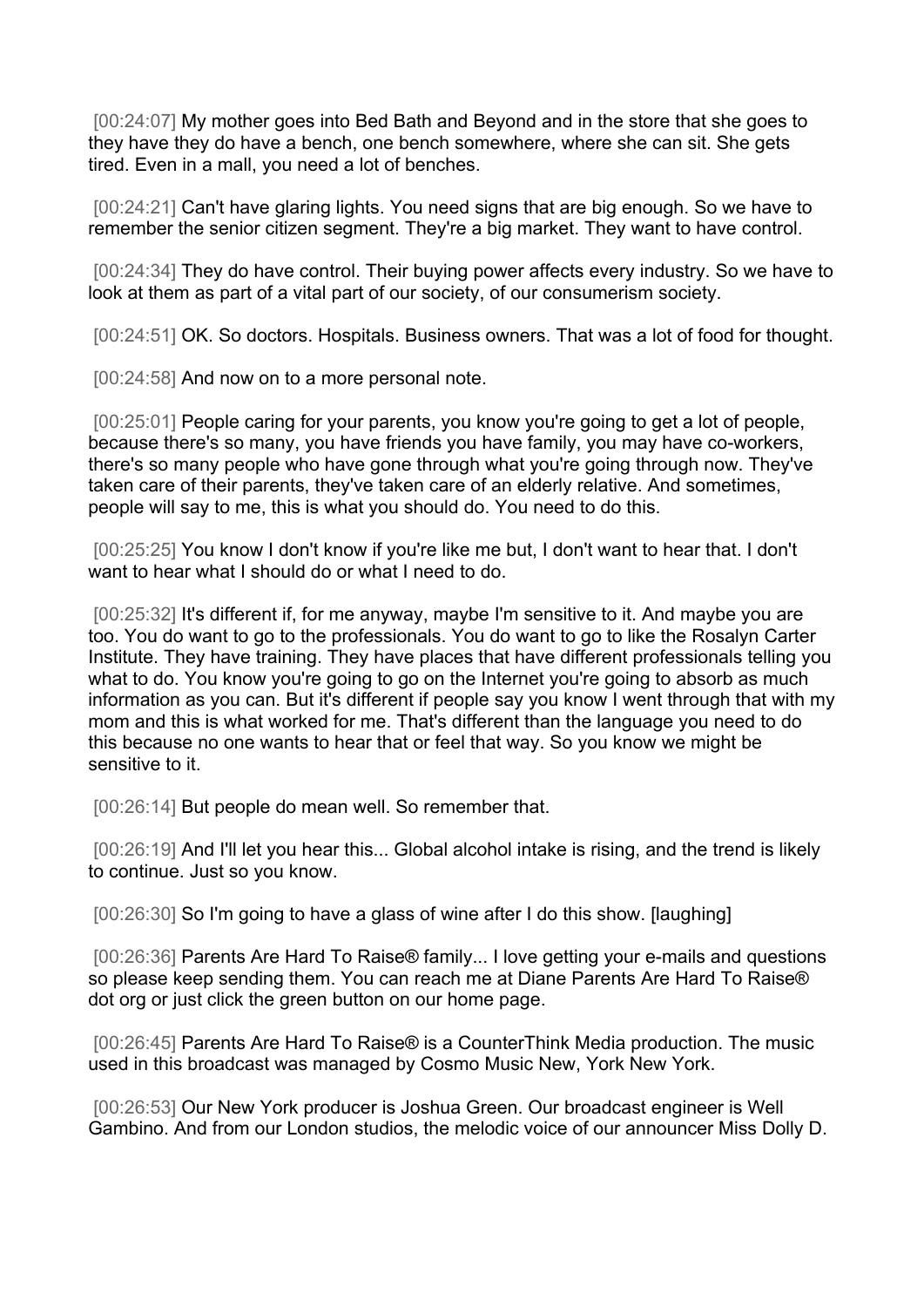[00:24:07] My mother goes into Bed Bath and Beyond and in the store that she goes to they have they do have a bench, one bench somewhere, where she can sit. She gets tired. Even in a mall, you need a lot of benches.

[00:24:21] Can't have glaring lights. You need signs that are big enough. So we have to remember the senior citizen segment. They're a big market. They want to have control.

[00:24:34] They do have control. Their buying power affects every industry. So we have to look at them as part of a vital part of our society, of our consumerism society.

[00:24:51] OK. So doctors. Hospitals. Business owners. That was a lot of food for thought.

[00:24:58] And now on to a more personal note.

[00:25:01] People caring for your parents, you know you're going to get a lot of people, because there's so many, you have friends you have family, you may have co-workers, there's so many people who have gone through what you're going through now. They've taken care of their parents, they've taken care of an elderly relative. And sometimes, people will say to me, this is what you should do. You need to do this.

[00:25:25] You know I don't know if you're like me but, I don't want to hear that. I don't want to hear what I should do or what I need to do.

[00:25:32] It's different if, for me anyway, maybe I'm sensitive to it. And maybe you are too. You do want to go to the professionals. You do want to go to like the Rosalyn Carter Institute. They have training. They have places that have different professionals telling you what to do. You know you're going to go on the Internet you're going to absorb as much information as you can. But it's different if people say you know I went through that with my mom and this is what worked for me. That's different than the language you need to do this because no one wants to hear that or feel that way. So you know we might be sensitive to it.

[00:26:14] But people do mean well. So remember that.

[00:26:19] And I'll let you hear this... Global alcohol intake is rising, and the trend is likely to continue. Just so you know.

[00:26:30] So I'm going to have a glass of wine after I do this show. [laughing]

[00:26:36] Parents Are Hard To Raise® family... I love getting your e-mails and questions so please keep sending them. You can reach me at Diane Parents Are Hard To Raise® dot org or just click the green button on our home page.

[00:26:45] Parents Are Hard To Raise® is a CounterThink Media production. The music used in this broadcast was managed by Cosmo Music New, York New York.

[00:26:53] Our New York producer is Joshua Green. Our broadcast engineer is Well Gambino. And from our London studios, the melodic voice of our announcer Miss Dolly D.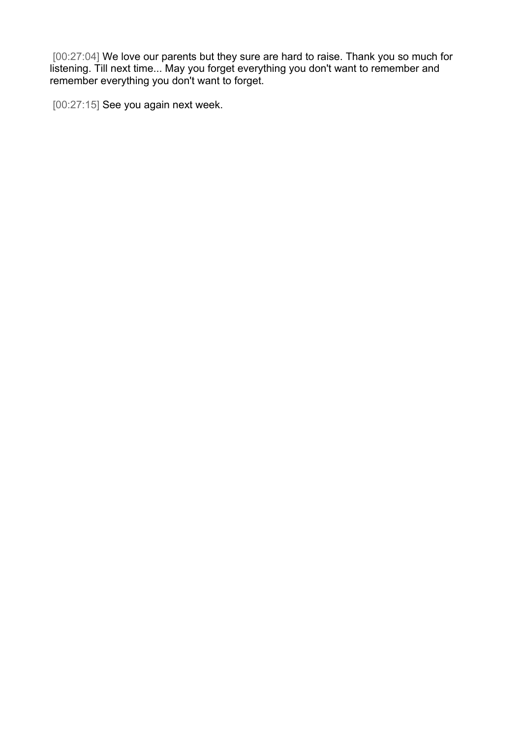[00:27:04] We love our parents but they sure are hard to raise. Thank you so much for listening. Till next time... May you forget everything you don't want to remember and remember everything you don't want to forget.

[00:27:15] See you again next week.